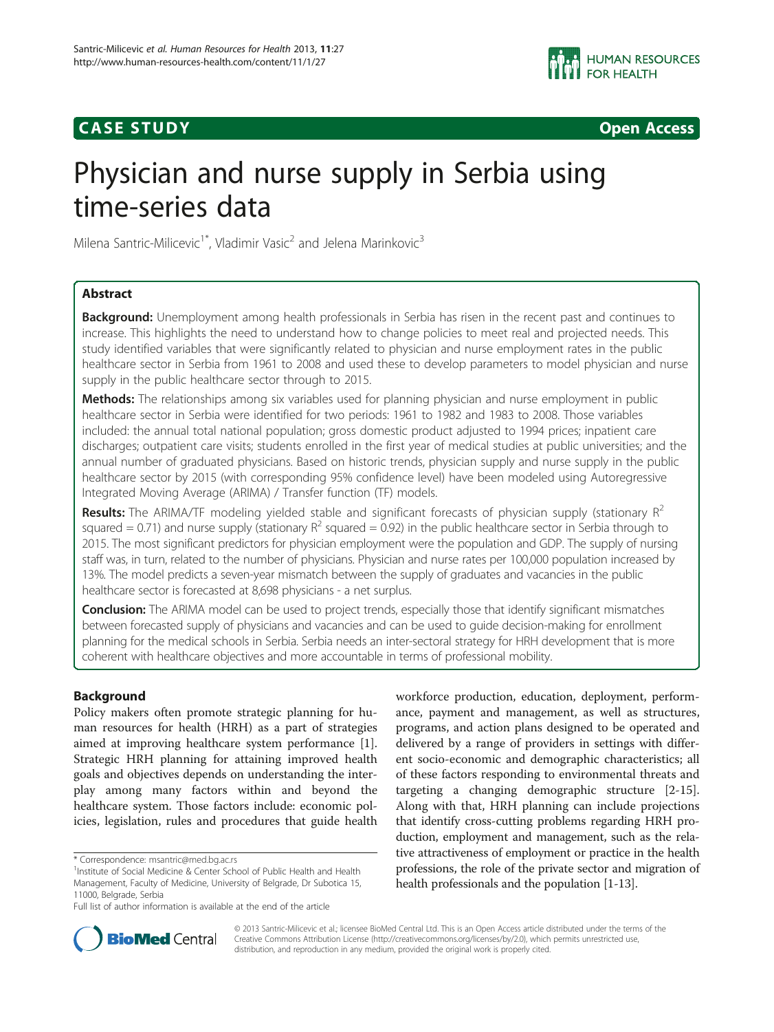CASE STUDY **Open Access**

# Physician and nurse supply in Serbia using time-series data

Milena Santric-Milicevic[1*], Vladimir Vasic[2] and Jelena Marinkovic[3]

## Abstract

**Background:** Unemployment among health professionals in Serbia has risen in the recent past and continues to increase. This highlights the need to understand how to change policies to meet real and projected needs. This study identified variables that were significantly related to physician and nurse employment rates in the public healthcare sector in Serbia from 1961 to 2008 and used these to develop parameters to model physician and nurse supply in the public healthcare sector through to 2015.

**Methods:** The relationships among six variables used for planning physician and nurse employment in public healthcare sector in Serbia were identified for two periods: 1961 to 1982 and 1983 to 2008. Those variables included: the annual total national population; gross domestic product adjusted to 1994 prices; inpatient care discharges; outpatient care visits; students enrolled in the first year of medical studies at public universities; and the annual number of graduated physicians. Based on historic trends, physician supply and nurse supply in the public healthcare sector by 2015 (with corresponding 95% confidence level) have been modeled using Autoregressive Integrated Moving Average (ARIMA) / Transfer function (TF) models.

**Results:** The ARIMA/TF modeling yielded stable and significant forecasts of physician supply (stationary $R^2$ squared = 0.71) and nurse supply (stationary $R^2$ squared = 0.92) in the public healthcare sector in Serbia through to 2015. The most significant predictors for physician employment were the population and GDP. The supply of nursing staff was, in turn, related to the number of physicians. Physician and nurse rates per 100,000 population increased by 13%. The model predicts a seven-year mismatch between the supply of graduates and vacancies in the public healthcare sector is forecasted at 8,698 physicians - a net surplus.

**Conclusion:** The ARIMA model can be used to project trends, especially those that identify significant mismatches between forecasted supply of physicians and vacancies and can be used to guide decision-making for enrollment planning for the medical schools in Serbia. Serbia needs an inter-sectoral strategy for HRH development that is more coherent with healthcare objectives and more accountable in terms of professional mobility.

## Background

Policy makers often promote strategic planning for human resources for health (HRH) as a part of strategies aimed at improving healthcare system performance [1]. Strategic HRH planning for attaining improved health goals and objectives depends on understanding the interplay among many factors within and beyond the healthcare system. Those factors include: economic policies, legislation, rules and procedures that guide health workforce production, education, deployment, performance, payment and management, as well as structures, programs, and action plans designed to be operated and delivered by a range of providers in settings with different socio-economic and demographic characteristics; all of these factors responding to environmental threats and targeting a changing demographic structure [2-15]. Along with that, HRH planning can include projections that identify cross-cutting problems regarding HRH production, employment and management, such as the relative attractiveness of employment or practice in the health professions, the role of the private sector and migration of health professionals and the population [1-13].

* Correspondence: msantric@med.bg.ac.rs
[1] Institute of Social Medicine & Center School of Public Health and Health Management, Faculty of Medicine, University of Belgrade, Dr Subotica 15, 11000, Belgrade, Serbia
Full list of author information is available at the end of the article

© 2013 Santric-Milicevic et al.; licensee BioMed Central Ltd. This is an Open Access article distributed under the terms of the Creative Commons Attribution License (http://creativecommons.org/licenses/by/2.0), which permits unrestricted use, distribution, and reproduction in any medium, provided the original work is properly cited.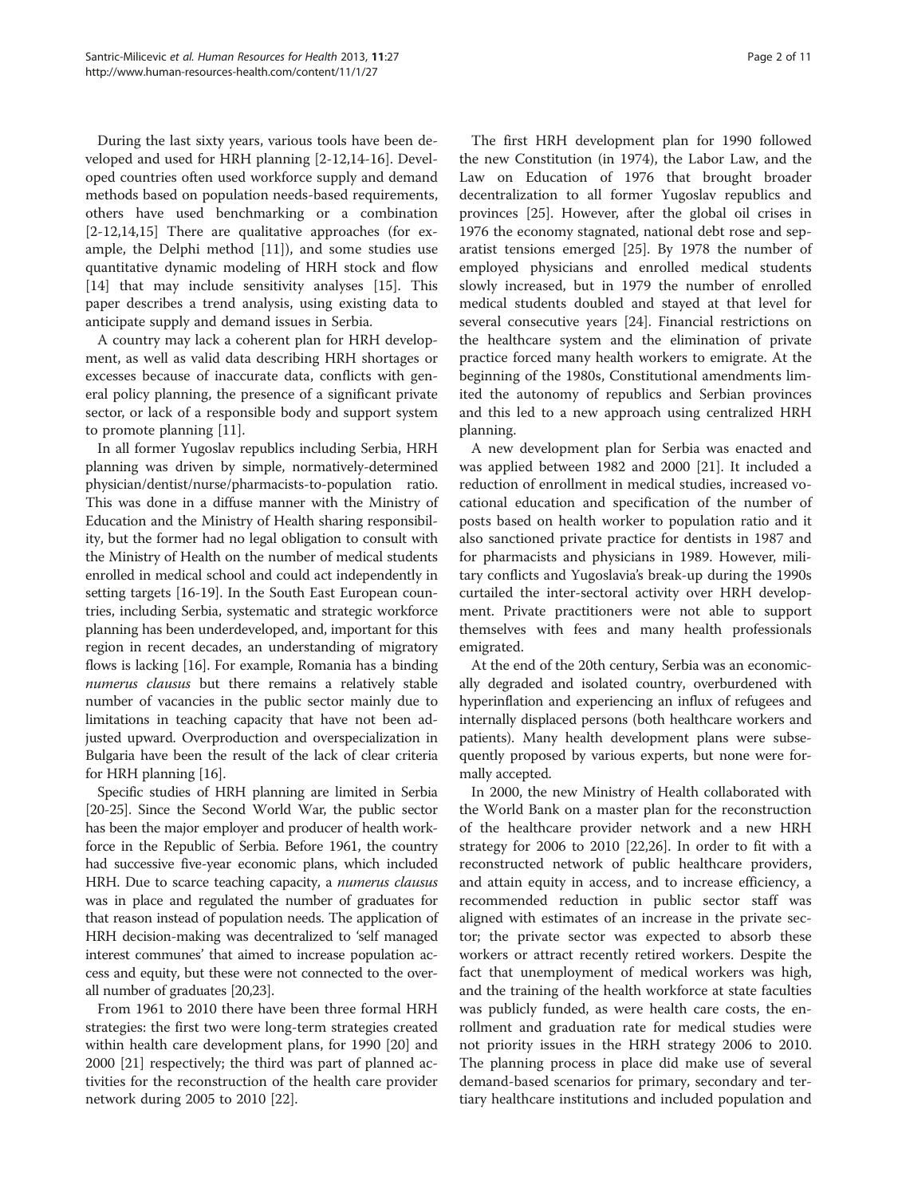During the last sixty years, various tools have been developed and used for HRH planning [2-12,14-16]. Developed countries often used workforce supply and demand methods based on population needs-based requirements, others have used benchmarking or a combination [2-12,14,15] There are qualitative approaches (for example, the Delphi method [11]), and some studies use quantitative dynamic modeling of HRH stock and flow [14] that may include sensitivity analyses [15]. This paper describes a trend analysis, using existing data to anticipate supply and demand issues in Serbia.

A country may lack a coherent plan for HRH development, as well as valid data describing HRH shortages or excesses because of inaccurate data, conflicts with general policy planning, the presence of a significant private sector, or lack of a responsible body and support system to promote planning [11].

In all former Yugoslav republics including Serbia, HRH planning was driven by simple, normatively-determined physician/dentist/nurse/pharmacists-to-population ratio. This was done in a diffuse manner with the Ministry of Education and the Ministry of Health sharing responsibility, but the former had no legal obligation to consult with the Ministry of Health on the number of medical students enrolled in medical school and could act independently in setting targets [16-19]. In the South East European countries, including Serbia, systematic and strategic workforce planning has been underdeveloped, and, important for this region in recent decades, an understanding of migratory flows is lacking [16]. For example, Romania has a binding *numerus clausus* but there remains a relatively stable number of vacancies in the public sector mainly due to limitations in teaching capacity that have not been adjusted upward. Overproduction and overspecialization in Bulgaria have been the result of the lack of clear criteria for HRH planning [16].

Specific studies of HRH planning are limited in Serbia [20-25]. Since the Second World War, the public sector has been the major employer and producer of health workforce in the Republic of Serbia. Before 1961, the country had successive five-year economic plans, which included HRH. Due to scarce teaching capacity, a *numerus clausus* was in place and regulated the number of graduates for that reason instead of population needs. The application of HRH decision-making was decentralized to 'self managed interest communes' that aimed to increase population access and equity, but these were not connected to the overall number of graduates [20,23].

From 1961 to 2010 there have been three formal HRH strategies: the first two were long-term strategies created within health care development plans, for 1990 [20] and 2000 [21] respectively; the third was part of planned activities for the reconstruction of the health care provider network during 2005 to 2010 [22].

The first HRH development plan for 1990 followed the new Constitution (in 1974), the Labor Law, and the Law on Education of 1976 that brought broader decentralization to all former Yugoslav republics and provinces [25]. However, after the global oil crises in 1976 the economy stagnated, national debt rose and separatist tensions emerged [25]. By 1978 the number of employed physicians and enrolled medical students slowly increased, but in 1979 the number of enrolled medical students doubled and stayed at that level for several consecutive years [24]. Financial restrictions on the healthcare system and the elimination of private practice forced many health workers to emigrate. At the beginning of the 1980s, Constitutional amendments limited the autonomy of republics and Serbian provinces and this led to a new approach using centralized HRH planning.

A new development plan for Serbia was enacted and was applied between 1982 and 2000 [21]. It included a reduction of enrollment in medical studies, increased vocational education and specification of the number of posts based on health worker to population ratio and it also sanctioned private practice for dentists in 1987 and for pharmacists and physicians in 1989. However, military conflicts and Yugoslavia's break-up during the 1990s curtailed the inter-sectoral activity over HRH development. Private practitioners were not able to support themselves with fees and many health professionals emigrated.

At the end of the 20th century, Serbia was an economically degraded and isolated country, overburdened with hyperinflation and experiencing an influx of refugees and internally displaced persons (both healthcare workers and patients). Many health development plans were subsequently proposed by various experts, but none were formally accepted.

In 2000, the new Ministry of Health collaborated with the World Bank on a master plan for the reconstruction of the healthcare provider network and a new HRH strategy for 2006 to 2010 [22,26]. In order to fit with a reconstructed network of public healthcare providers, and attain equity in access, and to increase efficiency, a recommended reduction in public sector staff was aligned with estimates of an increase in the private sector; the private sector was expected to absorb these workers or attract recently retired workers. Despite the fact that unemployment of medical workers was high, and the training of the health workforce at state faculties was publicly funded, as were health care costs, the enrollment and graduation rate for medical studies were not priority issues in the HRH strategy 2006 to 2010. The planning process in place did make use of several demand-based scenarios for primary, secondary and tertiary healthcare institutions and included population and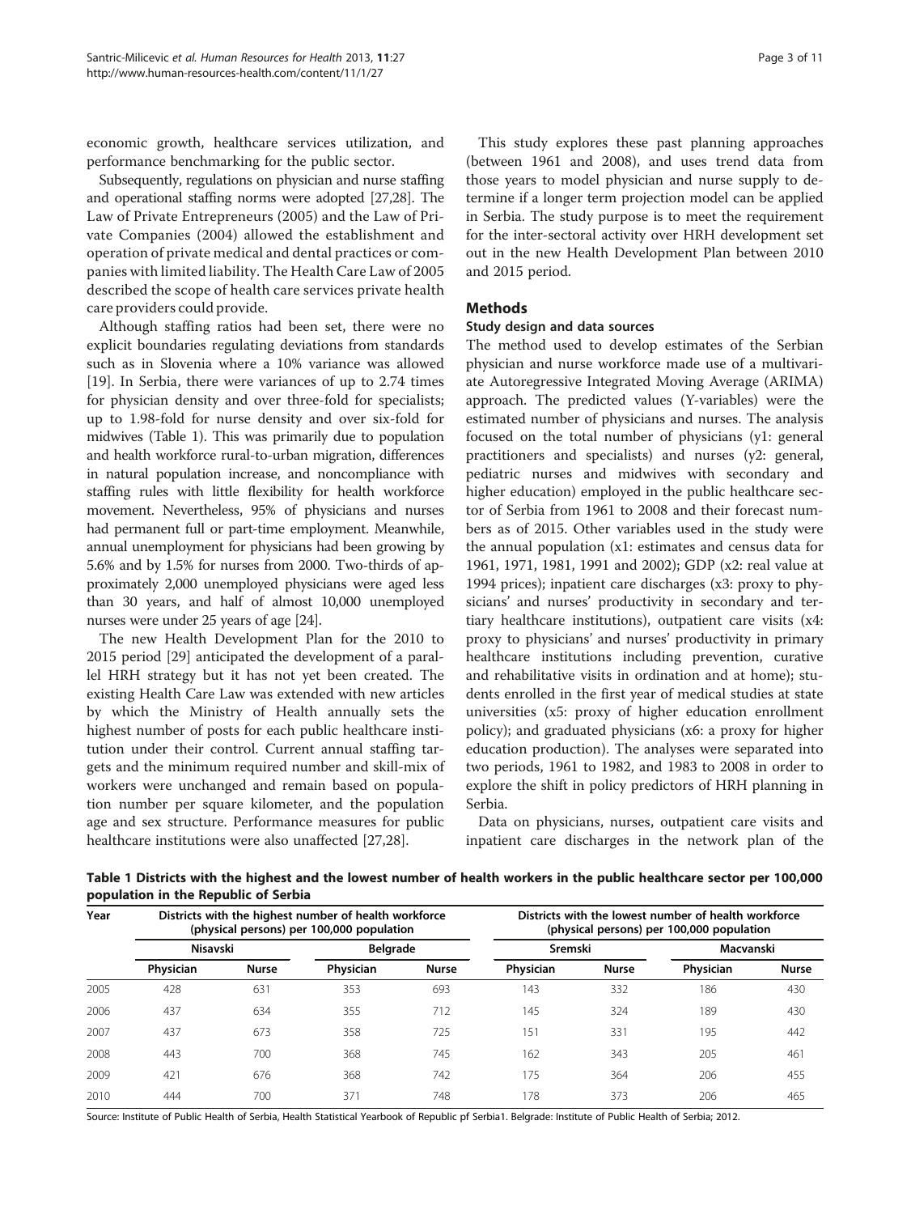economic growth, healthcare services utilization, and performance benchmarking for the public sector.

Subsequently, regulations on physician and nurse staffing and operational staffing norms were adopted [27,28]. The Law of Private Entrepreneurs (2005) and the Law of Private Companies (2004) allowed the establishment and operation of private medical and dental practices or companies with limited liability. The Health Care Law of 2005 described the scope of health care services private health care providers could provide.

Although staffing ratios had been set, there were no explicit boundaries regulating deviations from standards such as in Slovenia where a 10% variance was allowed [19]. In Serbia, there were variances of up to 2.74 times for physician density and over three-fold for specialists; up to 1.98-fold for nurse density and over six-fold for midwives (Table 1). This was primarily due to population and health workforce rural-to-urban migration, differences in natural population increase, and noncompliance with staffing rules with little flexibility for health workforce movement. Nevertheless, 95% of physicians and nurses had permanent full or part-time employment. Meanwhile, annual unemployment for physicians had been growing by 5.6% and by 1.5% for nurses from 2000. Two-thirds of approximately 2,000 unemployed physicians were aged less than 30 years, and half of almost 10,000 unemployed nurses were under 25 years of age [24].

The new Health Development Plan for the 2010 to 2015 period [29] anticipated the development of a parallel HRH strategy but it has not yet been created. The existing Health Care Law was extended with new articles by which the Ministry of Health annually sets the highest number of posts for each public healthcare institution under their control. Current annual staffing targets and the minimum required number and skill-mix of workers were unchanged and remain based on population number per square kilometer, and the population age and sex structure. Performance measures for public healthcare institutions were also unaffected [27,28].

This study explores these past planning approaches (between 1961 and 2008), and uses trend data from those years to model physician and nurse supply to determine if a longer term projection model can be applied in Serbia. The study purpose is to meet the requirement for the inter-sectoral activity over HRH development set out in the new Health Development Plan between 2010 and 2015 period.

## Methods

### Study design and data sources

The method used to develop estimates of the Serbian physician and nurse workforce made use of a multivariate Autoregressive Integrated Moving Average (ARIMA) approach. The predicted values (Y-variables) were the estimated number of physicians and nurses. The analysis focused on the total number of physicians (y1: general practitioners and specialists) and nurses (y2: general, pediatric nurses and midwives with secondary and higher education) employed in the public healthcare sector of Serbia from 1961 to 2008 and their forecast numbers as of 2015. Other variables used in the study were the annual population (x1: estimates and census data for 1961, 1971, 1981, 1991 and 2002); GDP (x2: real value at 1994 prices); inpatient care discharges (x3: proxy to physicians' and nurses' productivity in secondary and tertiary healthcare institutions), outpatient care visits (x4: proxy to physicians' and nurses' productivity in primary healthcare institutions including prevention, curative and rehabilitative visits in ordination and at home); students enrolled in the first year of medical studies at state universities (x5: proxy of higher education enrollment policy); and graduated physicians (x6: a proxy for higher education production). The analyses were separated into two periods, 1961 to 1982, and 1983 to 2008 in order to explore the shift in policy predictors of HRH planning in Serbia.

Data on physicians, nurses, outpatient care visits and inpatient care discharges in the network plan of the

**Table 1 Districts with the highest and the lowest number of health workers in the public healthcare sector per 100,000 population in the Republic of Serbia**

| Year | Districts with the highest number of health workforce (physical persons) per 100,000 population | | | | Districts with the lowest number of health workforce (physical persons) per 100,000 population | | | |
|---|---|---|---|---|---|---|---|---|
| | Nisavski | | Belgrade | | Sremski | | Macvanski | |
| | Physician | Nurse | Physician | Nurse | Physician | Nurse | Physician | Nurse |
| 2005 | 428 | 631 | 353 | 693 | 143 | 332 | 186 | 430 |
| 2006 | 437 | 634 | 355 | 712 | 145 | 324 | 189 | 430 |
| 2007 | 437 | 673 | 358 | 725 | 151 | 331 | 195 | 442 |
| 2008 | 443 | 700 | 368 | 745 | 162 | 343 | 205 | 461 |
| 2009 | 421 | 676 | 368 | 742 | 175 | 364 | 206 | 455 |
| 2010 | 444 | 700 | 371 | 748 | 178 | 373 | 206 | 465 |

Source: Institute of Public Health of Serbia, Health Statistical Yearbook of Republic pf Serbia1. Belgrade: Institute of Public Health of Serbia; 2012.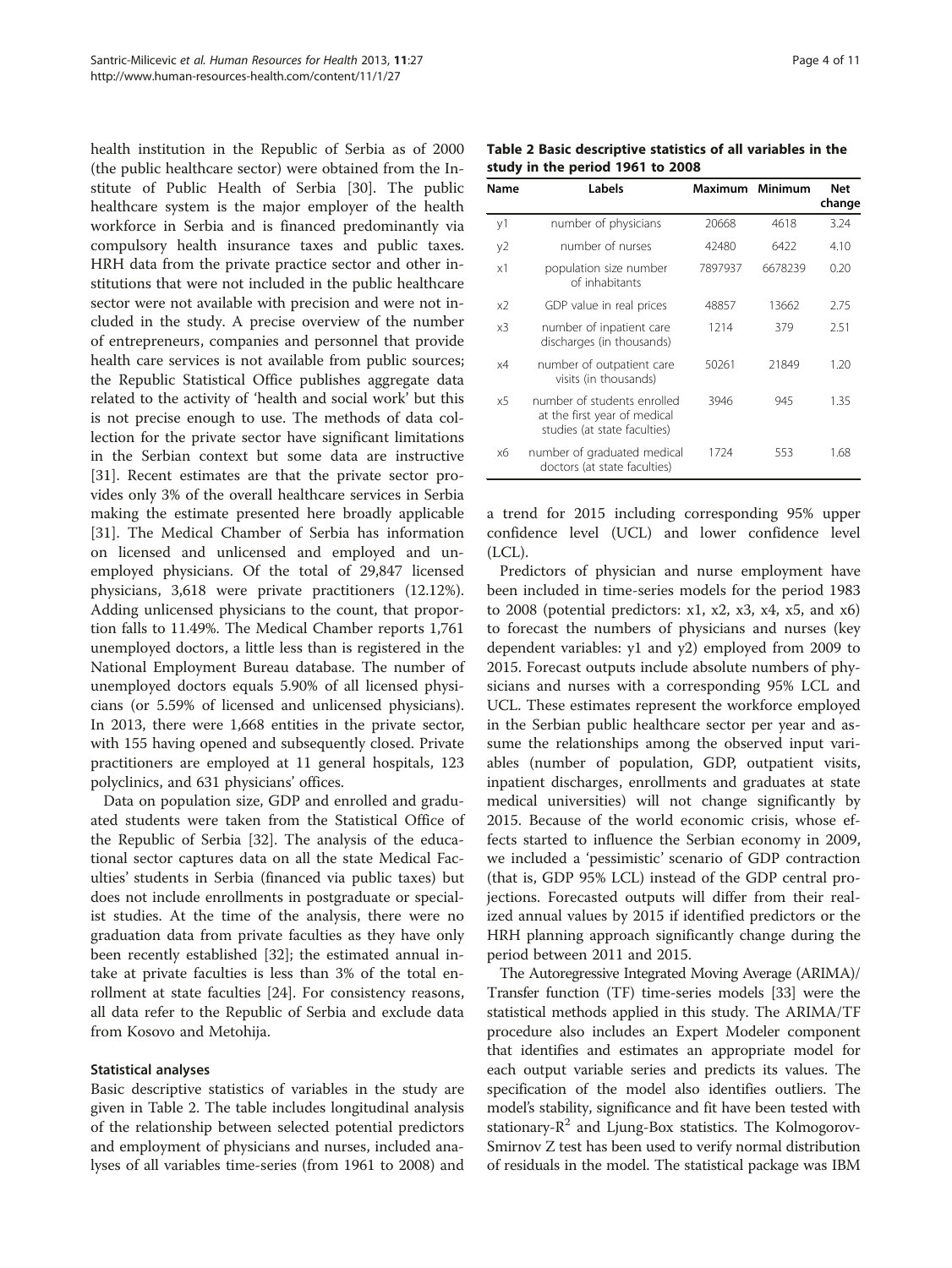health institution in the Republic of Serbia as of 2000 (the public healthcare sector) were obtained from the Institute of Public Health of Serbia [30]. The public healthcare system is the major employer of the health workforce in Serbia and is financed predominantly via compulsory health insurance taxes and public taxes. HRH data from the private practice sector and other institutions that were not included in the public healthcare sector were not available with precision and were not included in the study. A precise overview of the number of entrepreneurs, companies and personnel that provide health care services is not available from public sources; the Republic Statistical Office publishes aggregate data related to the activity of 'health and social work' but this is not precise enough to use. The methods of data collection for the private sector have significant limitations in the Serbian context but some data are instructive [31]. Recent estimates are that the private sector provides only 3% of the overall healthcare services in Serbia making the estimate presented here broadly applicable [31]. The Medical Chamber of Serbia has information on licensed and unlicensed and employed and unemployed physicians. Of the total of 29,847 licensed physicians, 3,618 were private practitioners (12.12%). Adding unlicensed physicians to the count, that proportion falls to 11.49%. The Medical Chamber reports 1,761 unemployed doctors, a little less than is registered in the National Employment Bureau database. The number of unemployed doctors equals 5.90% of all licensed physicians (or 5.59% of licensed and unlicensed physicians). In 2013, there were 1,668 entities in the private sector, with 155 having opened and subsequently closed. Private practitioners are employed at 11 general hospitals, 123 polyclinics, and 631 physicians' offices.

Data on population size, GDP and enrolled and graduated students were taken from the Statistical Office of the Republic of Serbia [32]. The analysis of the educational sector captures data on all the state Medical Faculties' students in Serbia (financed via public taxes) but does not include enrollments in postgraduate or specialist studies. At the time of the analysis, there were no graduation data from private faculties as they have only been recently established [32]; the estimated annual intake at private faculties is less than 3% of the total enrollment at state faculties [24]. For consistency reasons, all data refer to the Republic of Serbia and exclude data from Kosovo and Metohija.

### Statistical analyses

Basic descriptive statistics of variables in the study are given in Table 2. The table includes longitudinal analysis of the relationship between selected potential predictors and employment of physicians and nurses, included analyses of all variables time-series (from 1961 to 2008) and a trend for 2015 including corresponding 95% upper confidence level (UCL) and lower confidence level (LCL).

**Table 2 Basic descriptive statistics of all variables in the study in the period 1961 to 2008**

| Name | Labels | Maximum | Minimum | Net change |
|---|---|---|---|---|
| y1 | number of physicians | 20668 | 4618 | 3.24 |
| y2 | number of nurses | 42480 | 6422 | 4.10 |
| x1 | population size number of inhabitants | 7897937 | 6678239 | 0.20 |
| x2 | GDP value in real prices | 48857 | 13662 | 2.75 |
| x3 | number of inpatient care discharges (in thousands) | 1214 | 379 | 2.51 |
| x4 | number of outpatient care visits (in thousands) | 50261 | 21849 | 1.20 |
| x5 | number of students enrolled at the first year of medical studies (at state faculties) | 3946 | 945 | 1.35 |
| x6 | number of graduated medical doctors (at state faculties) | 1724 | 553 | 1.68 |

Predictors of physician and nurse employment have been included in time-series models for the period 1983 to 2008 (potential predictors: x1, x2, x3, x4, x5, and x6) to forecast the numbers of physicians and nurses (key dependent variables: y1 and y2) employed from 2009 to 2015. Forecast outputs include absolute numbers of physicians and nurses with a corresponding 95% LCL and UCL. These estimates represent the workforce employed in the Serbian public healthcare sector per year and assume the relationships among the observed input variables (number of population, GDP, outpatient visits, inpatient discharges, enrollments and graduates at state medical universities) will not change significantly by 2015. Because of the world economic crisis, whose effects started to influence the Serbian economy in 2009, we included a 'pessimistic' scenario of GDP contraction (that is, GDP 95% LCL) instead of the GDP central projections. Forecasted outputs will differ from their realized annual values by 2015 if identified predictors or the HRH planning approach significantly change during the period between 2011 and 2015.

The Autoregressive Integrated Moving Average (ARIMA)/ Transfer function (TF) time-series models [33] were the statistical methods applied in this study. The ARIMA/TF procedure also includes an Expert Modeler component that identifies and estimates an appropriate model for each output variable series and predicts its values. The specification of the model also identifies outliers. The model's stability, significance and fit have been tested with stationary-$R^2$ and Ljung-Box statistics. The Kolmogorov-Smirnov Z test has been used to verify normal distribution of residuals in the model. The statistical package was IBM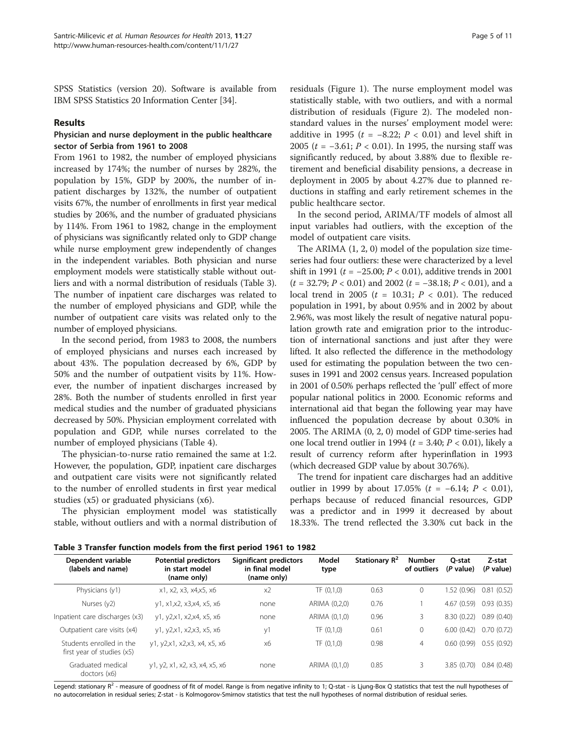SPSS Statistics (version 20). Software is available from IBM SPSS Statistics 20 Information Center [34].

## Results

### Physician and nurse deployment in the public healthcare sector of Serbia from 1961 to 2008

From 1961 to 1982, the number of employed physicians increased by 174%; the number of nurses by 282%, the population by 15%, GDP by 200%, the number of inpatient discharges by 132%, the number of outpatient visits 67%, the number of enrollments in first year medical studies by 206%, and the number of graduated physicians by 114%. From 1961 to 1982, change in the employment of physicians was significantly related only to GDP change while nurse employment grew independently of changes in the independent variables. Both physician and nurse employment models were statistically stable without outliers and with a normal distribution of residuals (Table 3). The number of inpatient care discharges was related to the number of employed physicians and GDP, while the number of outpatient care visits was related only to the number of employed physicians.

In the second period, from 1983 to 2008, the numbers of employed physicians and nurses each increased by about 43%. The population decreased by 6%, GDP by 50% and the number of outpatient visits by 11%. However, the number of inpatient discharges increased by 28%. Both the number of students enrolled in first year medical studies and the number of graduated physicians decreased by 50%. Physician employment correlated with population and GDP, while nurses correlated to the number of employed physicians (Table 4).

The physician-to-nurse ratio remained the same at 1:2. However, the population, GDP, inpatient care discharges and outpatient care visits were not significantly related to the number of enrolled students in first year medical studies (x5) or graduated physicians (x6).

The physician employment model was statistically stable, without outliers and with a normal distribution of residuals (Figure 1). The nurse employment model was statistically stable, with two outliers, and with a normal distribution of residuals (Figure 2). The modeled nonstandard values in the nurses' employment model were: additive in 1995 ($t = -8.22$; $P < 0.01$) and level shift in 2005 ($t = -3.61$; $P < 0.01$). In 1995, the nursing staff was significantly reduced, by about 3.88% due to flexible retirement and beneficial disability pensions, a decrease in deployment in 2005 by about 4.27% due to planned reductions in staffing and early retirement schemes in the public healthcare sector.

In the second period, ARIMA/TF models of almost all input variables had outliers, with the exception of the model of outpatient care visits.

The ARIMA (1, 2, 0) model of the population size time-series had four outliers: these were characterized by a level shift in 1991 ($t = -25.00$; $P < 0.01$), additive trends in 2001 ($t = 32.79$; $P < 0.01$) and 2002 ($t = -38.18$; $P < 0.01$), and a local trend in 2005 ($t = 10.31$; $P < 0.01$). The reduced population in 1991, by about 0.95% and in 2002 by about 2.96%, was most likely the result of negative natural population growth rate and emigration prior to the introduction of international sanctions and just after they were lifted. It also reflected the difference in the methodology used for estimating the population between the two censuses in 1991 and 2002 census years. Increased population in 2001 of 0.50% perhaps reflected the 'pull' effect of more popular national politics in 2000. Economic reforms and international aid that began the following year may have influenced the population decrease by about 0.30% in 2005. The ARIMA (0, 2, 0) model of GDP time-series had one local trend outlier in 1994 ($t = 3.40$; $P < 0.01$), likely a result of currency reform after hyperinflation in 1993 (which decreased GDP value by about 30.76%).

The trend for inpatient care discharges had an additive outlier in 1999 by about 17.05% ($t = -6.14$; $P < 0.01$), perhaps because of reduced financial resources, GDP was a predictor and in 1999 it decreased by about 18.33%. The trend reflected the 3.30% cut back in the

**Table 3 Transfer function models from the first period 1961 to 1982**

| Dependent variable (labels and name) | Potential predictors in start model (name only) | Significant predictors in final model (name only) | Model type | Stationary $R^2$ | Number of outliers | Q-stat (*P* value) | Z-stat (*P* value) |
|---|---|---|---|---|---|---|---|
| Physicians (y1) | x1, x2, x3, x4,x5, x6 | x2 | TF (0,1,0) | 0.63 | 0 | 1.52 (0.96) | 0.81 (0.52) |
| Nurses (y2) | y1, x1,x2, x3,x4, x5, x6 | none | ARIMA (0,2,0) | 0.76 | 1 | 4.67 (0.59) | 0.93 (0.35) |
| Inpatient care discharges (x3) | y1, y2,x1, x2,x4, x5, x6 | none | ARIMA (0,1,0) | 0.96 | 3 | 8.30 (0.22) | 0.89 (0.40) |
| Outpatient care visits (x4) | y1, y2,x1, x2,x3, x5, x6 | y1 | TF (0,1,0) | 0.61 | 0 | 6.00 (0.42) | 0.70 (0.72) |
| Students enrolled in the first year of studies (x5) | y1, y2,x1, x2,x3, x4, x5, x6 | x6 | TF (0,1,0) | 0.98 | 4 | 0.60 (0.99) | 0.55 (0.92) |
| Graduated medical doctors (x6) | y1, y2, x1, x2, x3, x4, x5, x6 | none | ARIMA (0,1,0) | 0.85 | 3 | 3.85 (0.70) | 0.84 (0.48) |

Legend: stationary $R^2$ - measure of goodness of fit of model. Range is from negative infinity to 1; Q-stat - is Ljung-Box Q statistics that test the null hypotheses of no autocorrelation in residual series; Z-stat - is Kolmogorov-Smirnov statistics that test the null hypotheses of normal distribution of residual series.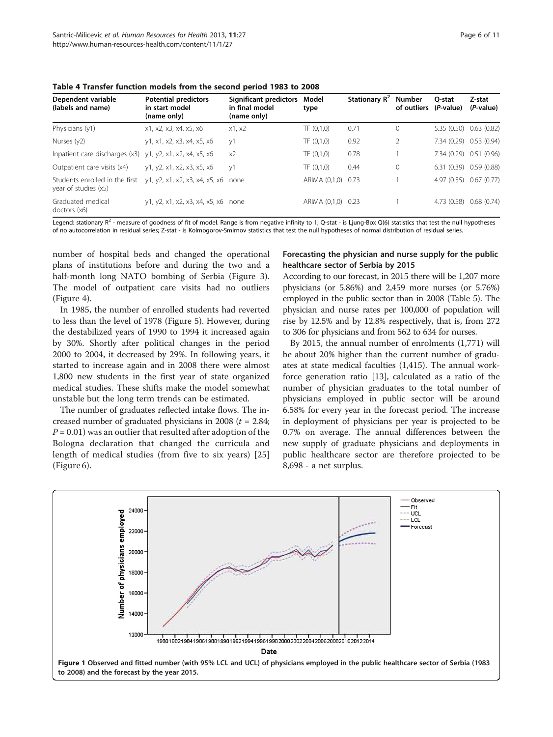**Table 4 Transfer function models from the second period 1983 to 2008**

| Dependent variable (labels and name) | Potential predictors in start model (name only) | Significant predictors in final model (name only) | Model type | Stationary $R^2$ | Number of outliers | Q-stat (*P*-value) | Z-stat (*P*-value) |
|---|---|---|---|---|---|---|---|
| Physicians (y1) | x1, x2, x3, x4, x5, x6 | x1, x2 | TF (0,1,0) | 0.71 | 0 | 5.35 (0.50) | 0.63 (0.82) |
| Nurses (y2) | y1, x1, x2, x3, x4, x5, x6 | y1 | TF (0,1,0) | 0.92 | 2 | 7.34 (0.29) | 0.53 (0.94) |
| Inpatient care discharges (x3) | y1, y2, x1, x2, x4, x5, x6 | x2 | TF (0,1,0) | 0.78 | 1 | 7.34 (0.29) | 0.51 (0.96) |
| Outpatient care visits (x4) | y1, y2, x1, x2, x3, x5, x6 | y1 | TF (0,1,0) | 0.44 | 0 | 6.31 (0.39) | 0.59 (0.88) |
| Students enrolled in the first year of studies (x5) | y1, y2, x1, x2, x3, x4, x5, x6 | none | ARIMA (0,1,0) | 0.73 | 1 | 4.97 (0.55) | 0.67 (0.77) |
| Graduated medical doctors (x6) | y1, y2, x1, x2, x3, x4, x5, x6 | none | ARIMA (0,1,0) | 0.23 | 1 | 4.73 (0.58) | 0.68 (0.74) |

Legend: stationary $R^2$ - measure of goodness of fit of model. Range is from negative infinity to 1; Q-stat - is Ljung-Box Q(6) statistics that test the null hypotheses of no autocorrelation in residual series; Z-stat - is Kolmogorov-Smirnov statistics that test the null hypotheses of normal distribution of residual series.

number of hospital beds and changed the operational plans of institutions before and during the two and a half-month long NATO bombing of Serbia (Figure 3). The model of outpatient care visits had no outliers (Figure 4).

In 1985, the number of enrolled students had reverted to less than the level of 1978 (Figure 5). However, during the destabilized years of 1990 to 1994 it increased again by 30%. Shortly after political changes in the period 2000 to 2004, it decreased by 29%. In following years, it started to increase again and in 2008 there were almost 1,800 new students in the first year of state organized medical studies. These shifts make the model somewhat unstable but the long term trends can be estimated.

The number of graduates reflected intake flows. The increased number of graduated physicians in 2008 ($t = 2.84$; $P = 0.01$) was an outlier that resulted after adoption of the Bologna declaration that changed the curricula and length of medical studies (from five to six years) [25] (Figure 6).

### Forecasting the physician and nurse supply for the public healthcare sector of Serbia by 2015

According to our forecast, in 2015 there will be 1,207 more physicians (or 5.86%) and 2,459 more nurses (or 5.76%) employed in the public sector than in 2008 (Table 5). The physician and nurse rates per 100,000 of population will rise by 12.5% and by 12.8% respectively, that is, from 272 to 306 for physicians and from 562 to 634 for nurses.

By 2015, the annual number of enrolments (1,771) will be about 20% higher than the current number of graduates at state medical faculties (1,415). The annual workforce generation ratio [13], calculated as a ratio of the number of physician graduates to the total number of physicians employed in public sector will be around 6.58% for every year in the forecast period. The increase in deployment of physicians per year is projected to be 0.7% on average. The annual differences between the new supply of graduate physicians and deployments in public healthcare sector are therefore projected to be 8,698 - a net surplus.

**Figure 1 Observed and fitted number (with 95% LCL and UCL) of physicians employed in the public healthcare sector of Serbia (1983 to 2008) and the forecast by the year 2015.**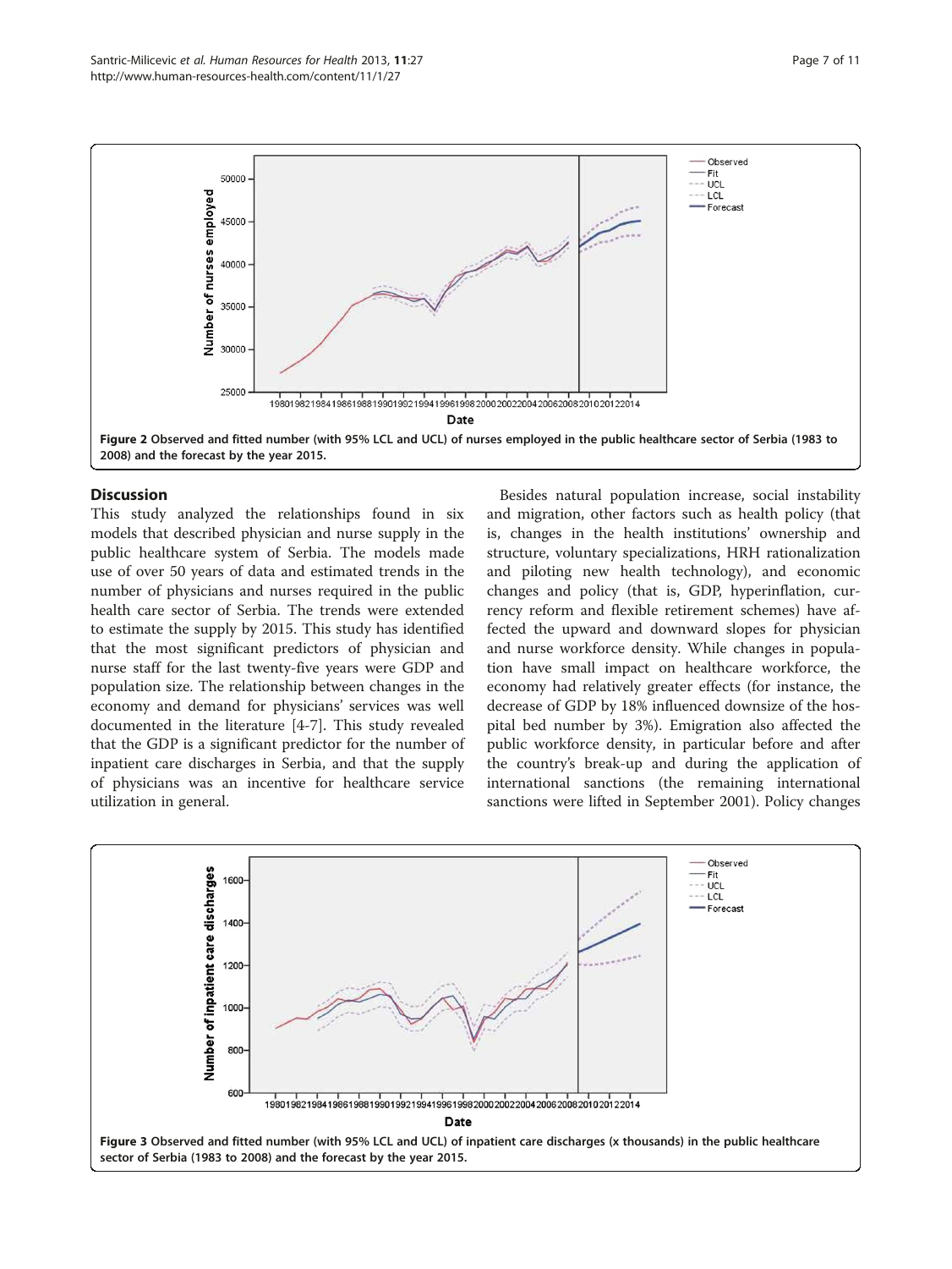Figure 2 Observed and fitted number (with 95% LCL and UCL) of nurses employed in the public healthcare sector of Serbia (1983 to 2008) and the forecast by the year 2015.

## Discussion

This study analyzed the relationships found in six models that described physician and nurse supply in the public healthcare system of Serbia. The models made use of over 50 years of data and estimated trends in the number of physicians and nurses required in the public health care sector of Serbia. The trends were extended to estimate the supply by 2015. This study has identified that the most significant predictors of physician and nurse staff for the last twenty-five years were GDP and population size. The relationship between changes in the economy and demand for physicians' services was well documented in the literature [4-7]. This study revealed that the GDP is a significant predictor for the number of inpatient care discharges in Serbia, and that the supply of physicians was an incentive for healthcare service utilization in general.

Besides natural population increase, social instability and migration, other factors such as health policy (that is, changes in the health institutions' ownership and structure, voluntary specializations, HRH rationalization and piloting new health technology), and economic changes and policy (that is, GDP, hyperinflation, currency reform and flexible retirement schemes) have affected the upward and downward slopes for physician and nurse workforce density. While changes in population have small impact on healthcare workforce, the economy had relatively greater effects (for instance, the decrease of GDP by 18% influenced downsize of the hospital bed number by 3%). Emigration also affected the public workforce density, in particular before and after the country's break-up and during the application of international sanctions (the remaining international sanctions were lifted in September 2001). Policy changes

Figure 3 Observed and fitted number (with 95% LCL and UCL) of inpatient care discharges (x thousands) in the public healthcare sector of Serbia (1983 to 2008) and the forecast by the year 2015.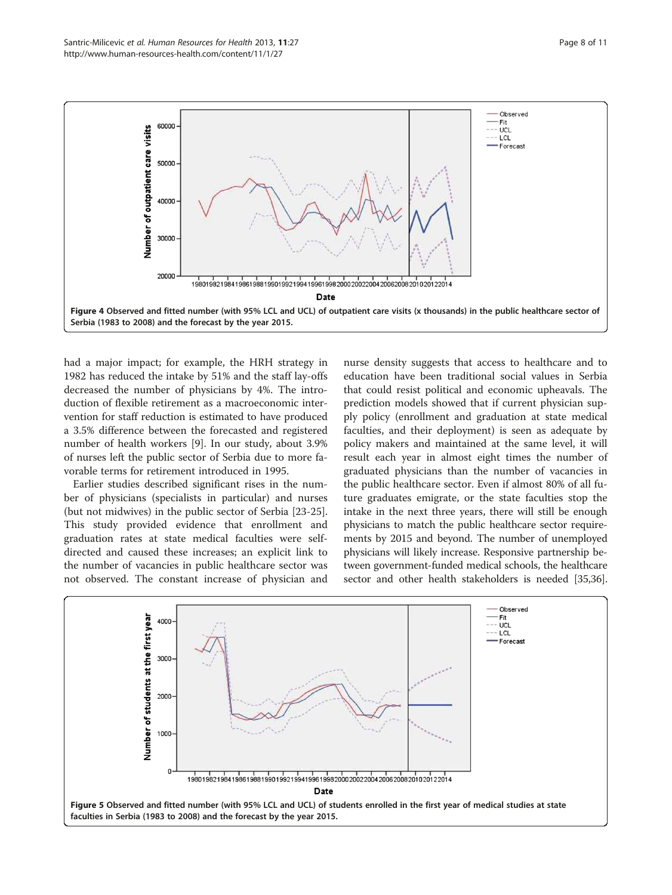had a major impact; for example, the HRH strategy in 1982 has reduced the intake by 51% and the staff lay-offs decreased the number of physicians by 4%. The introduction of flexible retirement as a macroeconomic intervention for staff reduction is estimated to have produced a 3.5% difference between the forecasted and registered number of health workers [9]. In our study, about 3.9% of nurses left the public sector of Serbia due to more favorable terms for retirement introduced in 1995.

Earlier studies described significant rises in the number of physicians (specialists in particular) and nurses (but not midwives) in the public sector of Serbia [23-25]. This study provided evidence that enrollment and graduation rates at state medical faculties were self-directed and caused these increases; an explicit link to the number of vacancies in public healthcare sector was not observed. The constant increase of physician and nurse density suggests that access to healthcare and to education have been traditional social values in Serbia that could resist political and economic upheavals. The prediction models showed that if current physician supply policy (enrollment and graduation at state medical faculties, and their deployment) is seen as adequate by policy makers and maintained at the same level, it will result each year in almost eight times the number of graduated physicians than the number of vacancies in the public healthcare sector. Even if almost 80% of all future graduates emigrate, or the state faculties stop the intake in the next three years, there will still be enough physicians to match the public healthcare sector requirements by 2015 and beyond. The number of unemployed physicians will likely increase. Responsive partnership between government-funded medical schools, the healthcare sector and other health stakeholders is needed [35,36].

**Figure 4 Observed and fitted number (with 95% LCL and UCL) of outpatient care visits (x thousands) in the public healthcare sector of Serbia (1983 to 2008) and the forecast by the year 2015.**

**Figure 5 Observed and fitted number (with 95% LCL and UCL) of students enrolled in the first year of medical studies at state faculties in Serbia (1983 to 2008) and the forecast by the year 2015.**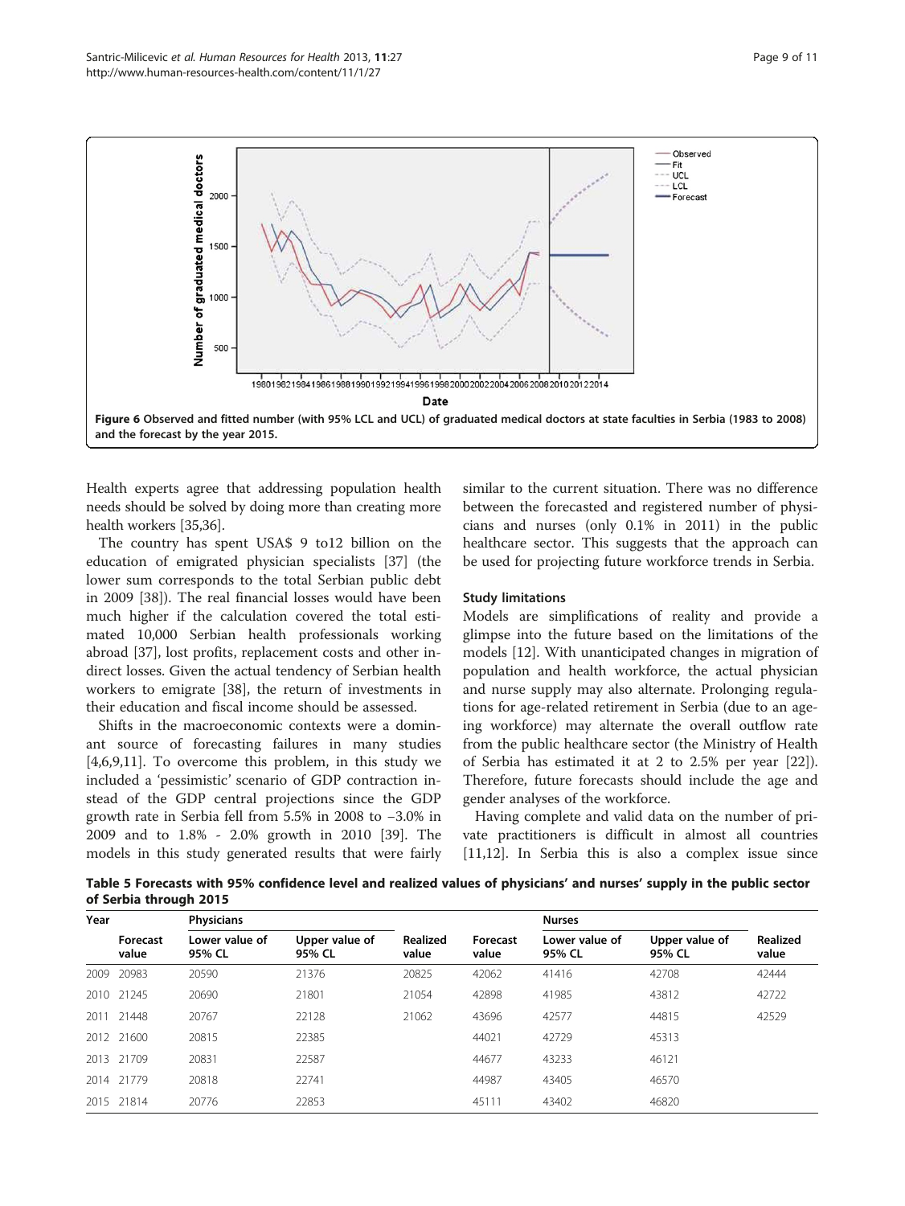Figure 6 Observed and fitted number (with 95% LCL and UCL) of graduated medical doctors at state faculties in Serbia (1983 to 2008) and the forecast by the year 2015.

Health experts agree that addressing population health needs should be solved by doing more than creating more health workers [35,36].

The country has spent USA$ 9 to12 billion on the education of emigrated physician specialists [37] (the lower sum corresponds to the total Serbian public debt in 2009 [38]). The real financial losses would have been much higher if the calculation covered the total estimated 10,000 Serbian health professionals working abroad [37], lost profits, replacement costs and other indirect losses. Given the actual tendency of Serbian health workers to emigrate [38], the return of investments in their education and fiscal income should be assessed.

Shifts in the macroeconomic contexts were a dominant source of forecasting failures in many studies [4,6,9,11]. To overcome this problem, in this study we included a 'pessimistic' scenario of GDP contraction instead of the GDP central projections since the GDP growth rate in Serbia fell from 5.5% in 2008 to −3.0% in 2009 and to 1.8% - 2.0% growth in 2010 [39]. The models in this study generated results that were fairly similar to the current situation. There was no difference between the forecasted and registered number of physicians and nurses (only 0.1% in 2011) in the public healthcare sector. This suggests that the approach can be used for projecting future workforce trends in Serbia.

### Study limitations

Models are simplifications of reality and provide a glimpse into the future based on the limitations of the models [12]. With unanticipated changes in migration of population and health workforce, the actual physician and nurse supply may also alternate. Prolonging regulations for age-related retirement in Serbia (due to an ageing workforce) may alternate the overall outflow rate from the public healthcare sector (the Ministry of Health of Serbia has estimated it at 2 to 2.5% per year [22]). Therefore, future forecasts should include the age and gender analyses of the workforce.

Having complete and valid data on the number of private practitioners is difficult in almost all countries [11,12]. In Serbia this is also a complex issue since

**Table 5 Forecasts with 95% confidence level and realized values of physicians' and nurses' supply in the public sector of Serbia through 2015**

| Year | Physicians | | | | Nurses | | | |
|---|---|---|---|---|---|---|---|---|
| | Forecast value | Lower value of 95% CL | Upper value of 95% CL | Realized value | Forecast value | Lower value of 95% CL | Upper value of 95% CL | Realized value |
| 2009 | 20983 | 20590 | 21376 | 20825 | 42062 | 41416 | 42708 | 42444 |
| 2010 | 21245 | 20690 | 21801 | 21054 | 42898 | 41985 | 43812 | 42722 |
| 2011 | 21448 | 20767 | 22128 | 21062 | 43696 | 42577 | 44815 | 42529 |
| 2012 | 21600 | 20815 | 22385 | | 44021 | 42729 | 45313 | |
| 2013 | 21709 | 20831 | 22587 | | 44677 | 43233 | 46121 | |
| 2014 | 21779 | 20818 | 22741 | | 44987 | 43405 | 46570 | |
| 2015 | 21814 | 20776 | 22853 | | 45111 | 43402 | 46820 | |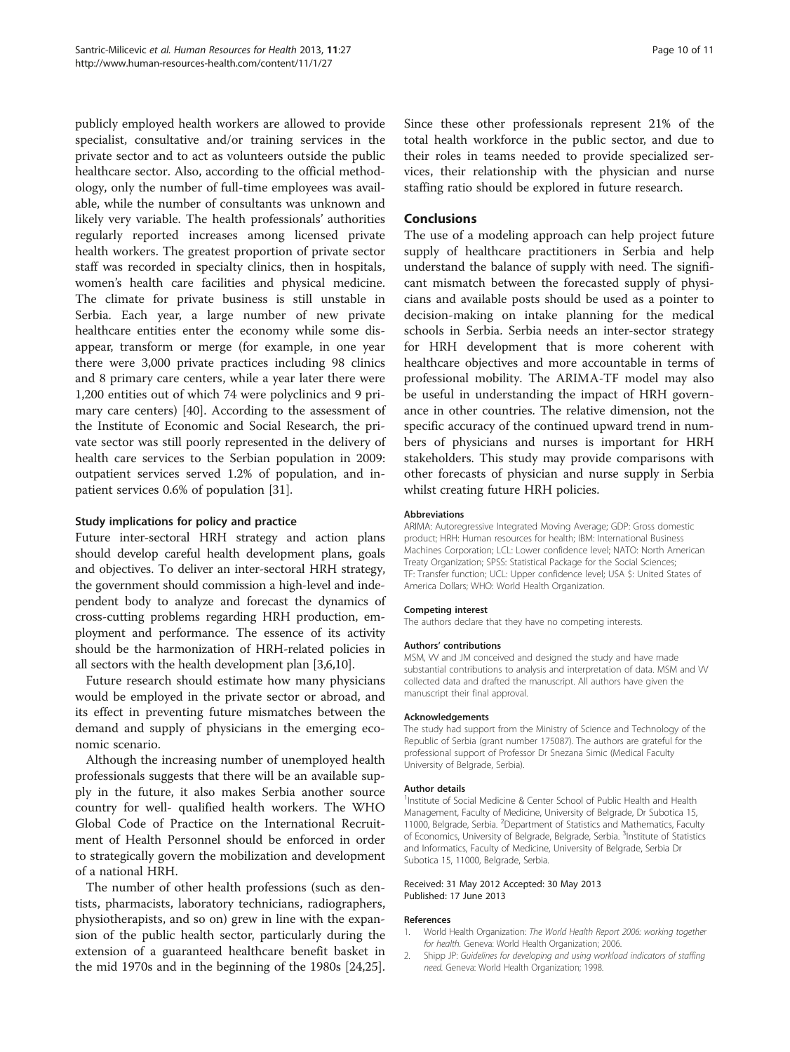publicly employed health workers are allowed to provide specialist, consultative and/or training services in the private sector and to act as volunteers outside the public healthcare sector. Also, according to the official methodology, only the number of full-time employees was available, while the number of consultants was unknown and likely very variable. The health professionals' authorities regularly reported increases among licensed private health workers. The greatest proportion of private sector staff was recorded in specialty clinics, then in hospitals, women's health care facilities and physical medicine. The climate for private business is still unstable in Serbia. Each year, a large number of new private healthcare entities enter the economy while some disappear, transform or merge (for example, in one year there were 3,000 private practices including 98 clinics and 8 primary care centers, while a year later there were 1,200 entities out of which 74 were polyclinics and 9 primary care centers) [40]. According to the assessment of the Institute of Economic and Social Research, the private sector was still poorly represented in the delivery of health care services to the Serbian population in 2009: outpatient services served 1.2% of population, and inpatient services 0.6% of population [31].

### Study implications for policy and practice

Future inter-sectoral HRH strategy and action plans should develop careful health development plans, goals and objectives. To deliver an inter-sectoral HRH strategy, the government should commission a high-level and independent body to analyze and forecast the dynamics of cross-cutting problems regarding HRH production, employment and performance. The essence of its activity should be the harmonization of HRH-related policies in all sectors with the health development plan [3,6,10].

Future research should estimate how many physicians would be employed in the private sector or abroad, and its effect in preventing future mismatches between the demand and supply of physicians in the emerging economic scenario.

Although the increasing number of unemployed health professionals suggests that there will be an available supply in the future, it also makes Serbia another source country for well- qualified health workers. The WHO Global Code of Practice on the International Recruitment of Health Personnel should be enforced in order to strategically govern the mobilization and development of a national HRH.

The number of other health professions (such as dentists, pharmacists, laboratory technicians, radiographers, physiotherapists, and so on) grew in line with the expansion of the public health sector, particularly during the extension of a guaranteed healthcare benefit basket in the mid 1970s and in the beginning of the 1980s [24,25]. Since these other professionals represent 21% of the total health workforce in the public sector, and due to their roles in teams needed to provide specialized services, their relationship with the physician and nurse staffing ratio should be explored in future research.

## Conclusions

The use of a modeling approach can help project future supply of healthcare practitioners in Serbia and help understand the balance of supply with need. The significant mismatch between the forecasted supply of physicians and available posts should be used as a pointer to decision-making on intake planning for the medical schools in Serbia. Serbia needs an inter-sector strategy for HRH development that is more coherent with healthcare objectives and more accountable in terms of professional mobility. The ARIMA-TF model may also be useful in understanding the impact of HRH governance in other countries. The relative dimension, not the specific accuracy of the continued upward trend in numbers of physicians and nurses is important for HRH stakeholders. This study may provide comparisons with other forecasts of physician and nurse supply in Serbia whilst creating future HRH policies.

#### Abbreviations

ARIMA: Autoregressive Integrated Moving Average; GDP: Gross domestic product; HRH: Human resources for health; IBM: International Business Machines Corporation; LCL: Lower confidence level; NATO: North American Treaty Organization; SPSS: Statistical Package for the Social Sciences; TF: Transfer function; UCL: Upper confidence level; USA $: United States of America Dollars; WHO: World Health Organization.

#### Competing interest

The authors declare that they have no competing interests.

#### Authors' contributions

MSM, VV and JM conceived and designed the study and have made substantial contributions to analysis and interpretation of data. MSM and VV collected data and drafted the manuscript. All authors have given the manuscript their final approval.

#### Acknowledgements

The study had support from the Ministry of Science and Technology of the Republic of Serbia (grant number 175087). The authors are grateful for the professional support of Professor Dr Snezana Simic (Medical Faculty University of Belgrade, Serbia).

#### Author details

[1]Institute of Social Medicine & Center School of Public Health and Health Management, Faculty of Medicine, University of Belgrade, Dr Subotica 15, 11000, Belgrade, Serbia. [2]Department of Statistics and Mathematics, Faculty of Economics, University of Belgrade, Belgrade, Serbia. [3]Institute of Statistics and Informatics, Faculty of Medicine, University of Belgrade, Serbia Dr Subotica 15, 11000, Belgrade, Serbia.

Received: 31 May 2012 Accepted: 30 May 2013
Published: 17 June 2013

#### References

1. World Health Organization: *The World Health Report 2006: working together for health.* Geneva: World Health Organization; 2006.
2. Shipp JP: *Guidelines for developing and using workload indicators of staffing need.* Geneva: World Health Organization; 1998.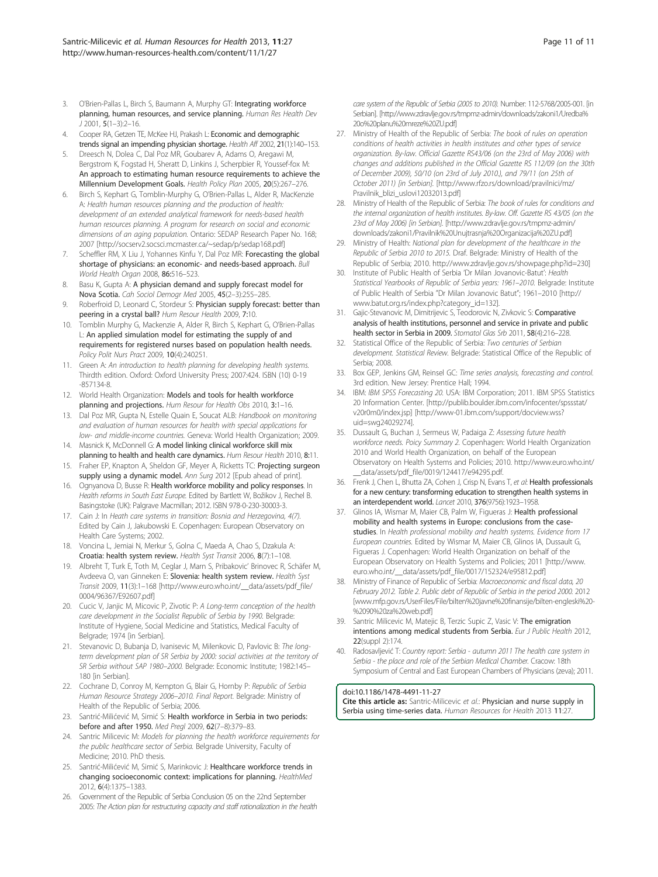3. O'Brien-Pallas L, Birch S, Baumann A, Murphy GT: **Integrating workforce planning, human resources, and service planning.** *Human Res Health Dev J* 2001, **5**(1–3):2–16.
4. Cooper RA, Getzen TE, McKee HJ, Prakash L: **Economic and demographic trends signal an impending physician shortage.** *Health Aff* 2002, **21**(1):140–153.
5. Dreesch N, Dolea C, Dal Poz MR, Goubarev A, Adams O, Aregawi M, Bergstrom K, Fogstad H, Sheratt D, Linkins J, Scherpbier R, Youssef-fox M: **An approach to estimating human resource requirements to achieve the Millennium Development Goals.** *Health Policy Plan* 2005, **20**(5):267–276.
6. Birch S, Kephart G, Tomblin-Murphy G, O'Brien-Pallas L, Alder R, MacKenzie A: *Health human resources planning and the production of health: development of an extended analytical framework for needs-based health human resources planning. A program for research on social and economic dimensions of an aging population.* Ontario: SEDAP Research Paper No. 168; 2007 [http://socserv2.socsci.mcmaster.ca/~sedap/p/sedap168.pdf]
7. Scheffler RM, Liu J, Yohannes Kinfu Y, Dal Poz MR: **Forecasting the global shortage of physicians: an economic- and needs-based approach.** *Bull World Health Organ* 2008, **86:**516–523.
8. Basu K, Gupta A: **A physician demand and supply forecast model for Nova Scotia.** *Cah Sociol Demogr Med* 2005, **45**(2–3):255–285.
9. Roberfroid D, Leonard C, Stordeur S: **Physician supply forecast: better than peering in a crystal ball?** *Hum Resour Health* 2009, **7:**10.
10. Tomblin Murphy G, Mackenzie A, Alder R, Birch S, Kephart G, O'Brien-Pallas L: **An applied simulation model for estimating the supply of and requirements for registered nurses based on population health needs.** *Policy Polit Nurs Pract* 2009, **10**(4):240251.
11. Green A: *An introduction to health planning for developing health systems.* Thirdth edition. Oxford: Oxford University Press; 2007:424. ISBN (10) 0-19 -857134-8.
12. World Health Organization: **Models and tools for health workforce planning and projections.** *Hum Resour for Health Obs* 2010, **3:**1–16.
13. Dal Poz MR, Gupta N, Estelle Quain E, Soucat ALB: *Handbook on monitoring and evaluation of human resources for health with special applications for low- and middle-income countries.* Geneva: World Health Organization; 2009.
14. Masnick K, McDonnell G: **A model linking clinical workforce skill mix planning to health and health care dynamics.** *Hum Resour Health* 2010, **8:**11.
15. Fraher EP, Knapton A, Sheldon GF, Meyer A, Ricketts TC: **Projecting surgeon supply using a dynamic model.** *Ann Surg* 2012 [Epub ahead of print].
16. Ognyanova D, Busse R: **Health workforce mobility and policy responses.** In *Health reforms in South East Europe.* Edited by Bartlett W, Božikov J, Rechel B. Basingstoke (UK): Palgrave Macmillan; 2012. ISBN 978-0-230-30003-3.
17. Cain J: In *Heath care systems in transition: Bosnia and Herzegovina, 4(7).* Edited by Cain J, Jakubowski E. Copenhagen: European Observatory on Health Care Systems; 2002.
18. Voncina L, Jemiai N, Merkur S, Golna C, Maeda A, Chao S, Dzakula A: **Croatia: health system review.** *Health Syst Transit* 2006, **8**(7):1–108.
19. Albreht T, Turk E, Toth M, Ceglar J, Marn S, Pribakovic' Brinovec R, Schäfer M, Avdeeva O, van Ginneken E: **Slovenia: health system review.** *Health Syst Transit* 2009, **11**(3):1–168 [http://www.euro.who.int/__data/assets/pdf_file/0004/96367/E92607.pdf]
20. Cucic V, Janjic M, Micovic P, Zivotic P: *A Long-term conception of the health care development in the Socialist Republic of Serbia by 1990.* Belgrade: Institute of Hygiene, Social Medicine and Statistics, Medical Faculty of Belgrade; 1974 [in Serbian].
21. Stevanovic D, Bubanja D, Ivanisevic M, Milenkovic D, Pavlovic B: *The long-term development plan of SR Serbia by 2000: social activities at the territory of SR Serbia without SAP 1980–2000.* Belgrade: Economic Institute; 1982:145–180 [in Serbian].
22. Cochrane D, Conroy M, Kempton G, Blair G, Hornby P: *Republic of Serbia Human Resource Strategy 2006–2010. Final Report.* Belgrade: Ministry of Health of the Republic of Serbia; 2006.
23. Santrić-Milićević M, Simić S: **Health workforce in Serbia in two periods: before and after 1950.** *Med Pregl* 2009, **62**(7–8):379–83.
24. Santric Milicevic M: *Models for planning the health workforce requirements for the public healthcare sector of Serbia.* Belgrade University, Faculty of Medicine; 2010. PhD thesis.
25. Santrić-Milićević M, Simić S, Marinkovic J: **Healthcare workforce trends in changing socioeconomic context: implications for planning.** *HealthMed* 2012, **6**(4):1375–1383.
26. Government of the Republic of Serbia Conclusion 05 on the 22nd September 2005: *The Action plan for restructuring capacity and staff rationalization in the health care system of the Republic of Serbia (2005 to 2010).* Number: 112-5768/2005-001. [in Serbian]. [http://www.zdravlje.gov.rs/tmpmz-admin/downloads/zakoni1/Uredba%20o%20planu%20mreze%20ZU.pdf]
27. Ministry of Health of the Republic of Serbia: *The book of rules on operation conditions of health activities in health institutes and other types of service organization. By-law. Official Gazette RS43/06 (on the 23rd of May 2006) with changes and additions published in the Official Gazette RS 112/09 (on the 30th of December 2009), 50/10 (on 23rd of July 2010.), and 79/11 (on 25th of October 2011) [in Serbian].* [http://www.rfzo.rs/download/pravilnici/mz/Pravilnik_blizi_uslovi12032013.pdf]
28. Ministry of Health of the Republic of Serbia: *The book of rules for conditions and the internal organization of health institutes. By-law. Off. Gazette RS 43/05 (on the 23rd of May 2006) [in Serbian].* [http://www.zdravlje.gov.rs/tmpmz-admin/downloads/zakoni1/Pravilnik%20Unujtrasnja%20Organizacija%20ZU.pdf]
29. Ministry of Health: *National plan for development of the healthcare in the Republic of Serbia 2010 to 2015.* Draf. Belgrade: Ministry of Health of the Republic of Serbia; 2010. http://www.zdravlje.gov.rs/showpage.php?id=230]
30. Institute of Public Health of Serbia 'Dr Milan Jovanovic-Batut': *Health Statistical Yearbooks of Republic of Serbia years: 1961–2010.* Belgrade: Institute of Public Health of Serbia "Dr Milan Jovanovic Batut"; 1961–2010 [http://www.batut.org.rs/index.php?category_id=132].
31. Gajic-Stevanovic M, Dimitrijevic S, Teodorovic N, Zivkovic S: **Comparative analysis of health institutions, personnel and service in private and public health sector in Serbia in 2009.** *Stomatol Glas Srb* 2011, **58**(4):216–228.
32. Statistical Office of the Republic of Serbia: *Two centuries of Serbian development. Statistical Review.* Belgrade: Statistical Office of the Republic of Serbia; 2008.
33. Box GEP, Jenkins GM, Reinsel GC: *Time series analysis, forecasting and control.* 3rd edition. New Jersey: Prentice Hall; 1994.
34. IBM: *IBM SPSS Forecasting 20.* USA: IBM Corporation; 2011. IBM SPSS Statistics 20 Information Center. [http://publib.boulder.ibm.com/infocenter/spssstat/v20r0m0/index.jsp] [http://www-01.ibm.com/support/docview.wss?uid=swg24029274].
35. Dussault G, Buchan J, Sermeus W, Padaiga Z: *Assessing future health workforce needs. Poicy Summary 2.* Copenhagen: World Health Organization 2010 and World Health Organization, on behalf of the European Observatory on Health Systems and Policies; 2010. http://www.euro.who.int/__data/assets/pdf_file/0019/124417/e94295.pdf.
36. Frenk J, Chen L, Bhutta ZA, Cohen J, Crisp N, Evans T, *et al*: **Health professionals for a new century: transforming education to strengthen health systems in an interdependent world.** *Lancet* 2010, **376**(9756):1923–1958.
37. Glinos IA, Wismar M, Maier CB, Palm W, Figueras J: **Health professional mobility and health systems in Europe: conclusions from the case-studies.** In *Health professional mobility and health systems. Evidence from 17 European countries.* Edited by Wismar M, Maier CB, Glinos IA, Dussault G, Figueras J. Copenhagen: World Health Organization on behalf of the European Observatory on Health Systems and Policies; 2011 [http://www.euro.who.int/__data/assets/pdf_file/0017/152324/e95812.pdf]
38. Ministry of Finance of Republic of Serbia: *Macroeconomic and fiscal data, 20 February 2012. Table 2. Public debt of Republic of Serbia in the period 2000.* 2012 [www.mfp.gov.rs/UserFiles/File/bilten%20javne%20finansije/bilten-engleski%20-%2090%20za%20web.pdf]
39. Santric Milicevic M, Matejic B, Terzic Supic Z, Vasic V: **The emigration intentions among medical students from Serbia.** *Eur J Public Health* 2012, **22**(suppl 2):174.
40. Radosavljević T: *Country report: Serbia - autumn 2011 The health care system in Serbia - the place and role of the Serbian Medical Chamber.* Cracow: 18th Symposium of Central and East European Chambers of Physicians (zeva); 2011.

doi:10.1186/1478-4491-11-27

**Cite this article as:** Santric-Milicevic *et al.*: **Physician and nurse supply in Serbia using time-series data.** *Human Resources for Health* 2013 **11**:27.